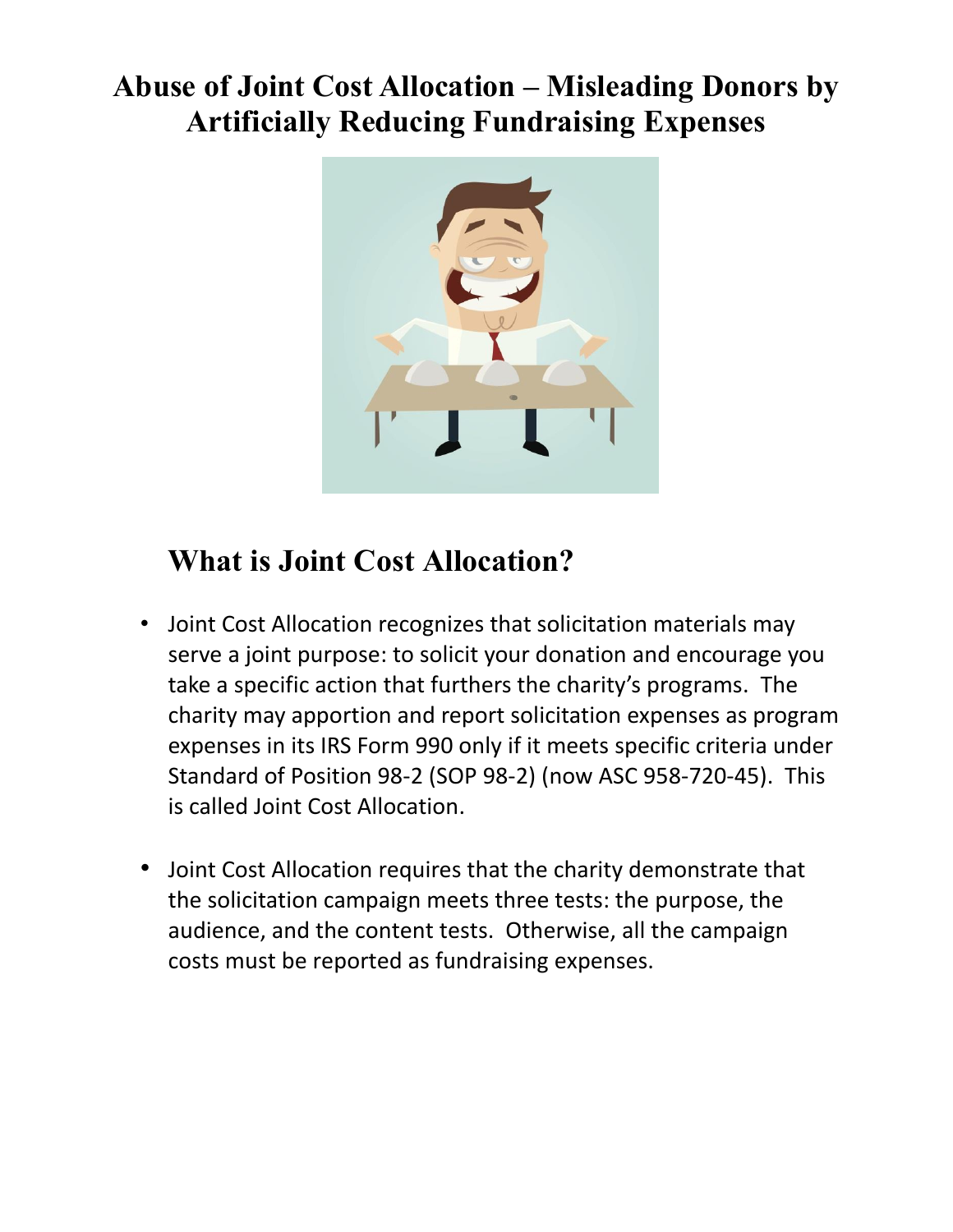# Abuse of Joint Cost Allocation – Misleading Donors by Artificially Reducing Fundraising Expenses

## What is Joint Cost Allocation?

- Joint Cost Allocation recognizes that solicitation materials may serve a joint purpose: to solicit your donation and encourage you take a specific action that furthers the charity's programs. The charity may apportion and report solicitation expenses as program expenses in its IRS Form 990 only if it meets specific criteria under Standard of Position 98-2 (SOP 98-2) (now ASC 958-720-45). This is called Joint Cost Allocation.

- Joint Cost Allocation requires that the charity demonstrate that the solicitation campaign meets three tests: the purpose, the audience, and the content tests. Otherwise, all the campaign costs must be reported as fundraising expenses.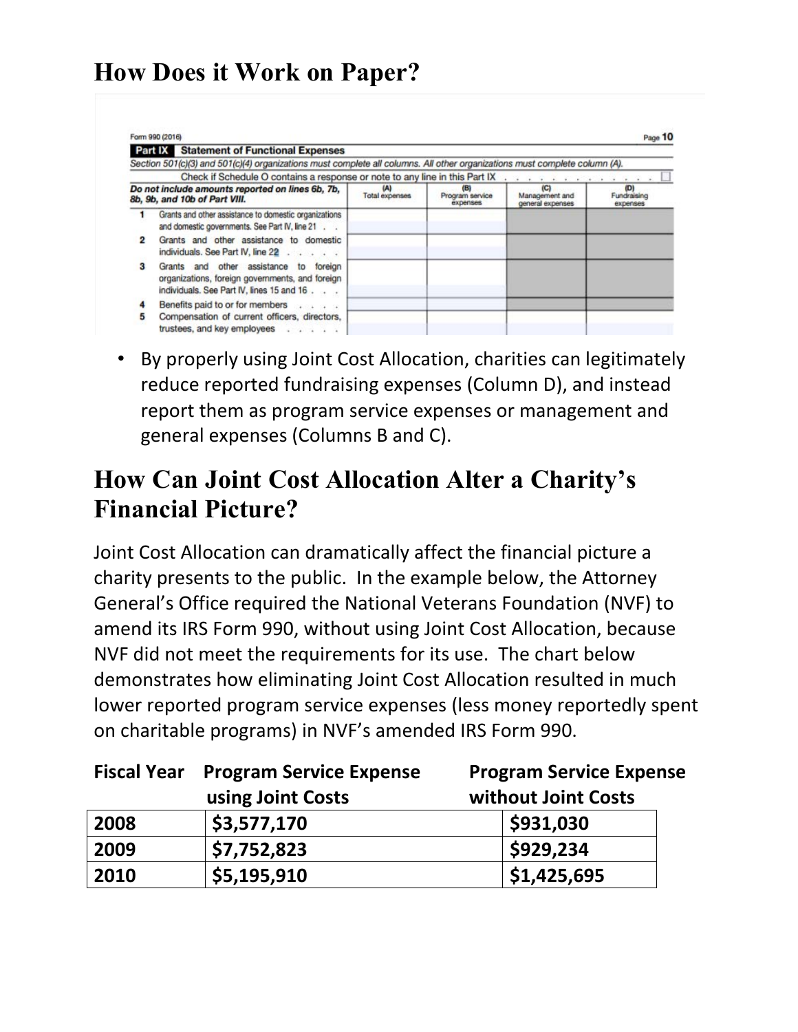## How Does it Work on Paper?

Form 990 (2016) Page 10

**Part IX Statement of Functional Expenses**

*Section 501(c)(3) and 501(c)(4) organizations must complete all columns. All other organizations must complete column (A).*

Check if Schedule O contains a response or note to any line in this Part IX . . . . . . . . . . . . ☐

| *Do not include amounts reported on lines 6b, 7b, 8b, 9b, and 10b of Part VIII.* | (A) Total expenses | (B) Program service expenses | (C) Management and general expenses | (D) Fundraising expenses |
|---|---|---|---|---|
| 1 Grants and other assistance to domestic organizations and domestic governments. See Part IV, line 21 . . | | | | |
| 2 Grants and other assistance to domestic individuals. See Part IV, line 22 . . . . . | | | | |
| 3 Grants and other assistance to foreign organizations, foreign governments, and foreign individuals. See Part IV, lines 15 and 16 . . . | | | | |
| 4 Benefits paid to or for members . . . . | | | | |
| 5 Compensation of current officers, directors, trustees, and key employees . . . . . | | | | |

- By properly using Joint Cost Allocation, charities can legitimately reduce reported fundraising expenses (Column D), and instead report them as program service expenses or management and general expenses (Columns B and C).

## How Can Joint Cost Allocation Alter a Charity's Financial Picture?

Joint Cost Allocation can dramatically affect the financial picture a charity presents to the public. In the example below, the Attorney General's Office required the National Veterans Foundation (NVF) to amend its IRS Form 990, without using Joint Cost Allocation, because NVF did not meet the requirements for its use. The chart below demonstrates how eliminating Joint Cost Allocation resulted in much lower reported program service expenses (less money reportedly spent on charitable programs) in NVF's amended IRS Form 990.

| Fiscal Year | Program Service Expense using Joint Costs | Program Service Expense without Joint Costs |
|---|---|---|
| **2008** | **$3,577,170** | **$931,030** |
| **2009** | **$7,752,823** | **$929,234** |
| **2010** | **$5,195,910** | **$1,425,695** |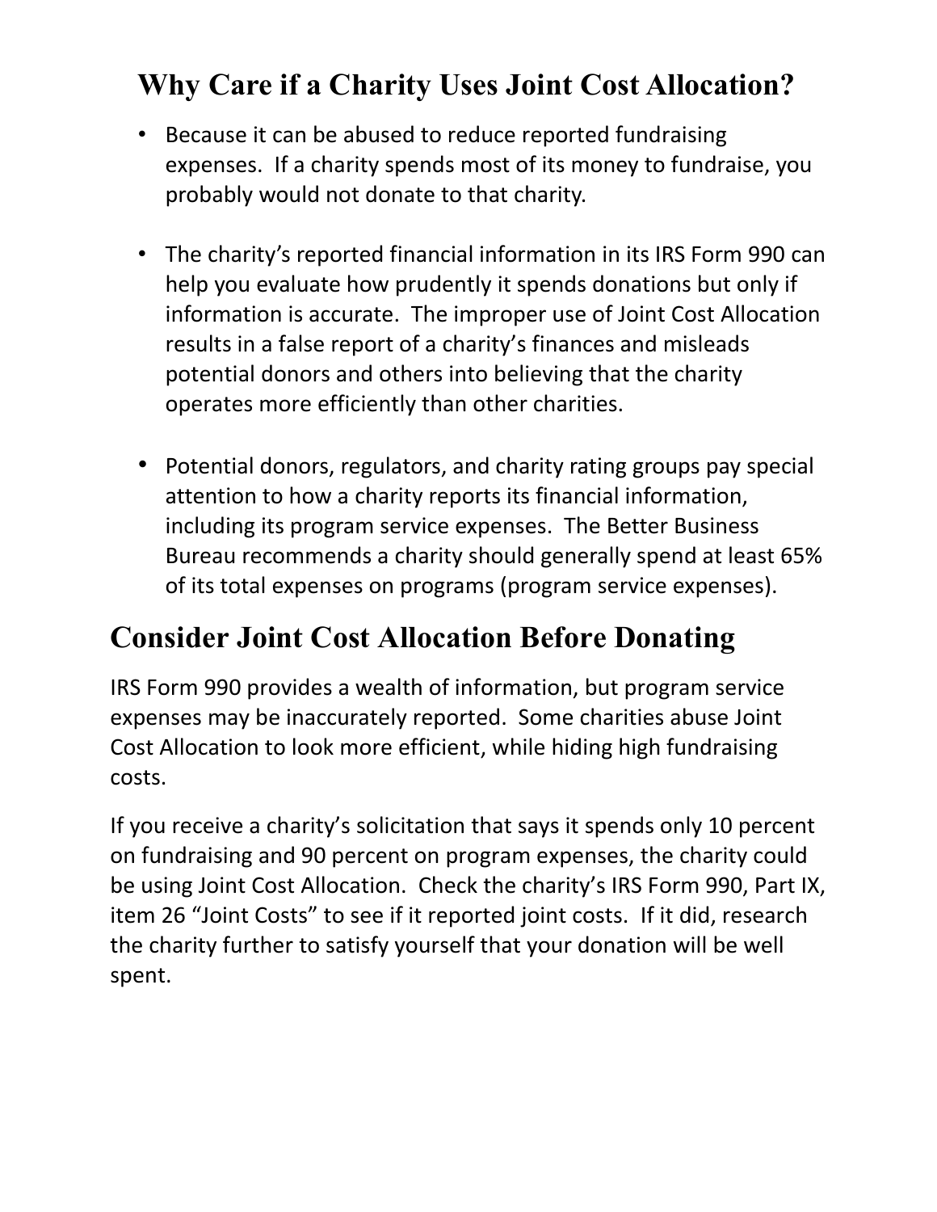## Why Care if a Charity Uses Joint Cost Allocation?

- Because it can be abused to reduce reported fundraising expenses. If a charity spends most of its money to fundraise, you probably would not donate to that charity.

- The charity's reported financial information in its IRS Form 990 can help you evaluate how prudently it spends donations but only if information is accurate. The improper use of Joint Cost Allocation results in a false report of a charity's finances and misleads potential donors and others into believing that the charity operates more efficiently than other charities.

- Potential donors, regulators, and charity rating groups pay special attention to how a charity reports its financial information, including its program service expenses. The Better Business Bureau recommends a charity should generally spend at least 65% of its total expenses on programs (program service expenses).

## Consider Joint Cost Allocation Before Donating

IRS Form 990 provides a wealth of information, but program service expenses may be inaccurately reported. Some charities abuse Joint Cost Allocation to look more efficient, while hiding high fundraising costs.

If you receive a charity's solicitation that says it spends only 10 percent on fundraising and 90 percent on program expenses, the charity could be using Joint Cost Allocation. Check the charity's IRS Form 990, Part IX, item 26 "Joint Costs" to see if it reported joint costs. If it did, research the charity further to satisfy yourself that your donation will be well spent.